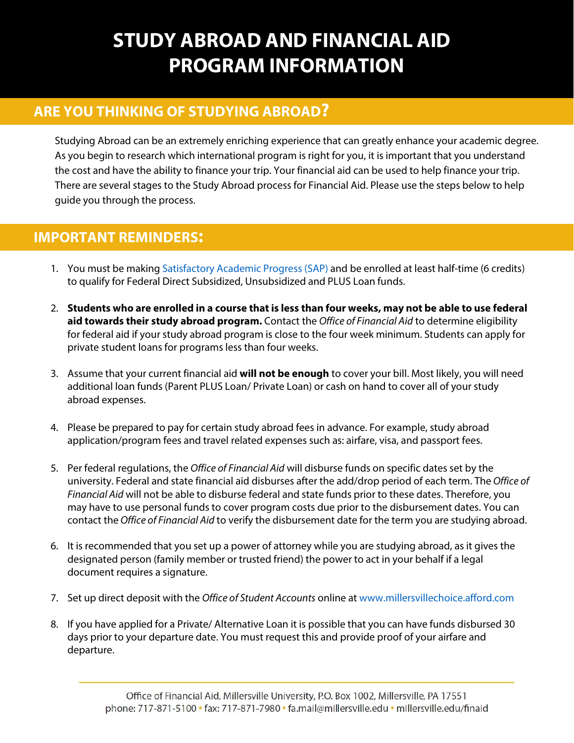# STUDY ABROAD AND FINANCIAL AID PROGRAM INFORMATION

## ARE YOU THINKING OF STUDYING ABROAD?

Studying Abroad can be an extremely enriching experience that can greatly enhance your academic degree. As you begin to research which international program is right for you, it is important that you understand the cost and have the ability to finance your trip. Your financial aid can be used to help finance your trip. There are several stages to the Study Abroad process for Financial Aid. Please use the steps below to help guide you through the process.

## IMPORTANT REMINDERS:

1. You must be making Satisfactory Academic Progress (SAP) and be enrolled at least half-time (6 credits) to qualify for Federal Direct Subsidized, Unsubsidized and PLUS Loan funds.

2. **Students who are enrolled in a course that is less than four weeks, may not be able to use federal aid towards their study abroad program.** Contact the *Office of Financial Aid* to determine eligibility for federal aid if your study abroad program is close to the four week minimum. Students can apply for private student loans for programs less than four weeks.

3. Assume that your current financial aid **will not be enough** to cover your bill. Most likely, you will need additional loan funds (Parent PLUS Loan/ Private Loan) or cash on hand to cover all of your study abroad expenses.

4. Please be prepared to pay for certain study abroad fees in advance. For example, study abroad application/program fees and travel related expenses such as: airfare, visa, and passport fees.

5. Per federal regulations, the *Office of Financial Aid* will disburse funds on specific dates set by the university. Federal and state financial aid disburses after the add/drop period of each term. The *Office of Financial Aid* will not be able to disburse federal and state funds prior to these dates. Therefore, you may have to use personal funds to cover program costs due prior to the disbursement dates. You can contact the *Office of Financial Aid* to verify the disbursement date for the term you are studying abroad.

6. It is recommended that you set up a power of attorney while you are studying abroad, as it gives the designated person (family member or trusted friend) the power to act in your behalf if a legal document requires a signature.

7. Set up direct deposit with the *Office of Student Accounts* online at www.millersvillechoice.afford.com

8. If you have applied for a Private/ Alternative Loan it is possible that you can have funds disbursed 30 days prior to your departure date. You must request this and provide proof of your airfare and departure.

Office of Financial Aid, Millersville University, P.O. Box 1002, Millersville, PA 17551
phone: 717-871-5100 • fax: 717-871-7980 • fa.mail@millersville.edu • millersville.edu/finaid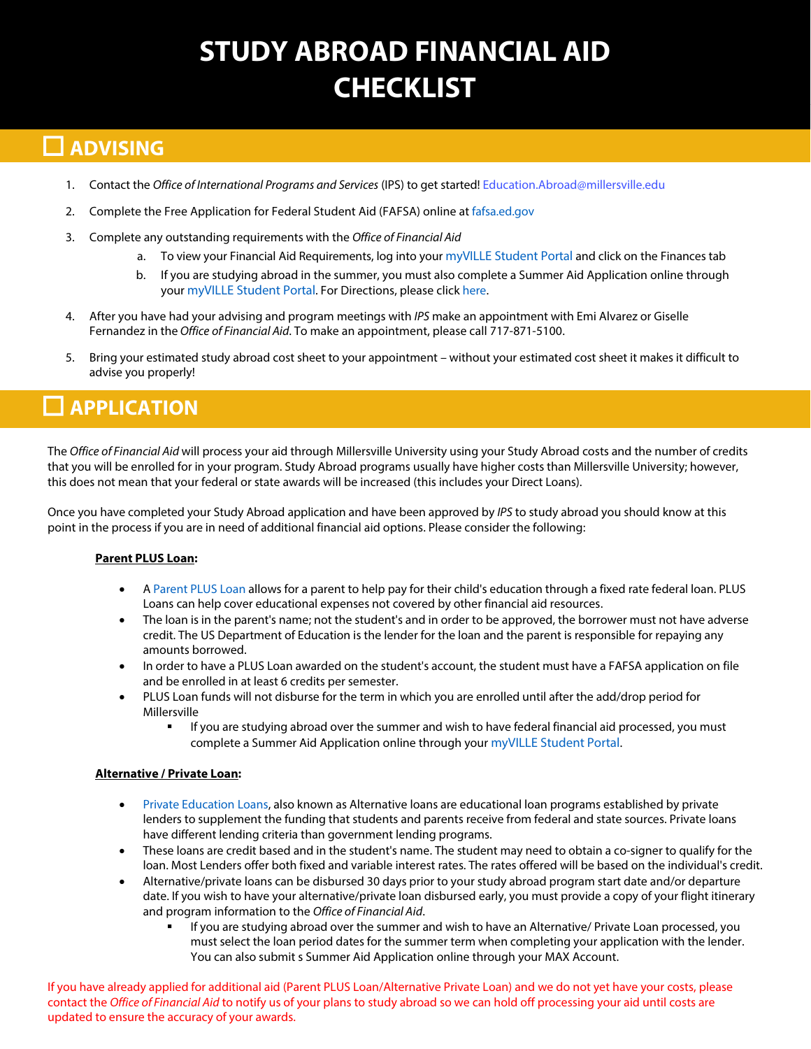# STUDY ABROAD FINANCIAL AID CHECKLIST

## ☐ ADVISING

1. Contact the *Office of International Programs and Services* (IPS) to get started! Education.Abroad@millersville.edu
2. Complete the Free Application for Federal Student Aid (FAFSA) online at fafsa.ed.gov
3. Complete any outstanding requirements with the *Office of Financial Aid*
   a. To view your Financial Aid Requirements, log into your myVILLE Student Portal and click on the Finances tab
   b. If you are studying abroad in the summer, you must also complete a Summer Aid Application online through your myVILLE Student Portal. For Directions, please click here.
4. After you have had your advising and program meetings with *IPS* make an appointment with Emi Alvarez or Giselle Fernandez in the *Office of Financial Aid*. To make an appointment, please call 717-871-5100.
5. Bring your estimated study abroad cost sheet to your appointment – without your estimated cost sheet it makes it difficult to advise you properly!

## ☐ APPLICATION

The *Office of Financial Aid* will process your aid through Millersville University using your Study Abroad costs and the number of credits that you will be enrolled for in your program. Study Abroad programs usually have higher costs than Millersville University; however, this does not mean that your federal or state awards will be increased (this includes your Direct Loans).

Once you have completed your Study Abroad application and have been approved by *IPS* to study abroad you should know at this point in the process if you are in need of additional financial aid options. Please consider the following:

**Parent PLUS Loan:**

- A Parent PLUS Loan allows for a parent to help pay for their child's education through a fixed rate federal loan. PLUS Loans can help cover educational expenses not covered by other financial aid resources.
- The loan is in the parent's name; not the student's and in order to be approved, the borrower must not have adverse credit. The US Department of Education is the lender for the loan and the parent is responsible for repaying any amounts borrowed.
- In order to have a PLUS Loan awarded on the student's account, the student must have a FAFSA application on file and be enrolled in at least 6 credits per semester.
- PLUS Loan funds will not disburse for the term in which you are enrolled until after the add/drop period for Millersville
  - If you are studying abroad over the summer and wish to have federal financial aid processed, you must complete a Summer Aid Application online through your myVILLE Student Portal.

**Alternative / Private Loan:**

- Private Education Loans, also known as Alternative loans are educational loan programs established by private lenders to supplement the funding that students and parents receive from federal and state sources. Private loans have different lending criteria than government lending programs.
- These loans are credit based and in the student's name. The student may need to obtain a co-signer to qualify for the loan. Most Lenders offer both fixed and variable interest rates. The rates offered will be based on the individual's credit.
- Alternative/private loans can be disbursed 30 days prior to your study abroad program start date and/or departure date. If you wish to have your alternative/private loan disbursed early, you must provide a copy of your flight itinerary and program information to the *Office of Financial Aid*.
  - If you are studying abroad over the summer and wish to have an Alternative/ Private Loan processed, you must select the loan period dates for the summer term when completing your application with the lender. You can also submit s Summer Aid Application online through your MAX Account.

If you have already applied for additional aid (Parent PLUS Loan/Alternative Private Loan) and we do not yet have your costs, please contact the *Office of Financial Aid* to notify us of your plans to study abroad so we can hold off processing your aid until costs are updated to ensure the accuracy of your awards.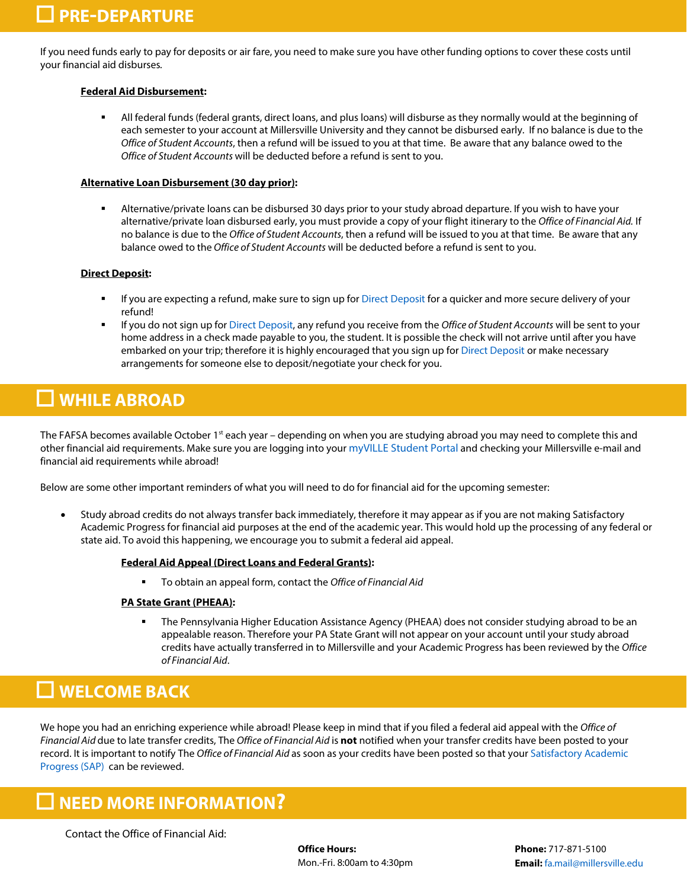## ☐ PRE-DEPARTURE

If you need funds early to pay for deposits or air fare, you need to make sure you have other funding options to cover these costs until your financial aid disburses.

**Federal Aid Disbursement:**

- All federal funds (federal grants, direct loans, and plus loans) will disburse as they normally would at the beginning of each semester to your account at Millersville University and they cannot be disbursed early. If no balance is due to the *Office of Student Accounts*, then a refund will be issued to you at that time. Be aware that any balance owed to the *Office of Student Accounts* will be deducted before a refund is sent to you.

**Alternative Loan Disbursement (30 day prior):**

- Alternative/private loans can be disbursed 30 days prior to your study abroad departure. If you wish to have your alternative/private loan disbursed early, you must provide a copy of your flight itinerary to the *Office of Financial Aid.* If no balance is due to the *Office of Student Accounts*, then a refund will be issued to you at that time. Be aware that any balance owed to the *Office of Student Accounts* will be deducted before a refund is sent to you.

**Direct Deposit:**

- If you are expecting a refund, make sure to sign up for Direct Deposit for a quicker and more secure delivery of your refund!
- If you do not sign up for Direct Deposit, any refund you receive from the *Office of Student Accounts* will be sent to your home address in a check made payable to you, the student. It is possible the check will not arrive until after you have embarked on your trip; therefore it is highly encouraged that you sign up for Direct Deposit or make necessary arrangements for someone else to deposit/negotiate your check for you.

## ☐ WHILE ABROAD

The FAFSA becomes available October 1st each year – depending on when you are studying abroad you may need to complete this and other financial aid requirements. Make sure you are logging into your myVILLE Student Portal and checking your Millersville e-mail and financial aid requirements while abroad!

Below are some other important reminders of what you will need to do for financial aid for the upcoming semester:

- Study abroad credits do not always transfer back immediately, therefore it may appear as if you are not making Satisfactory Academic Progress for financial aid purposes at the end of the academic year. This would hold up the processing of any federal or state aid. To avoid this happening, we encourage you to submit a federal aid appeal.

  **Federal Aid Appeal (Direct Loans and Federal Grants):**

  - To obtain an appeal form, contact the *Office of Financial Aid*

  **PA State Grant (PHEAA):**

  - The Pennsylvania Higher Education Assistance Agency (PHEAA) does not consider studying abroad to be an appealable reason. Therefore your PA State Grant will not appear on your account until your study abroad credits have actually transferred in to Millersville and your Academic Progress has been reviewed by the *Office of Financial Aid*.

## ☐ WELCOME BACK

We hope you had an enriching experience while abroad! Please keep in mind that if you filed a federal aid appeal with the *Office of Financial Aid* due to late transfer credits, The *Office of Financial Aid* is **not** notified when your transfer credits have been posted to your record. It is important to notify The *Office of Financial Aid* as soon as your credits have been posted so that your Satisfactory Academic Progress (SAP) can be reviewed.

## ☐ NEED MORE INFORMATION?

Contact the Office of Financial Aid:

**Office Hours:**
Mon.-Fri. 8:00am to 4:30pm

**Phone:** 717-871-5100
**Email:** fa.mail@millersville.edu